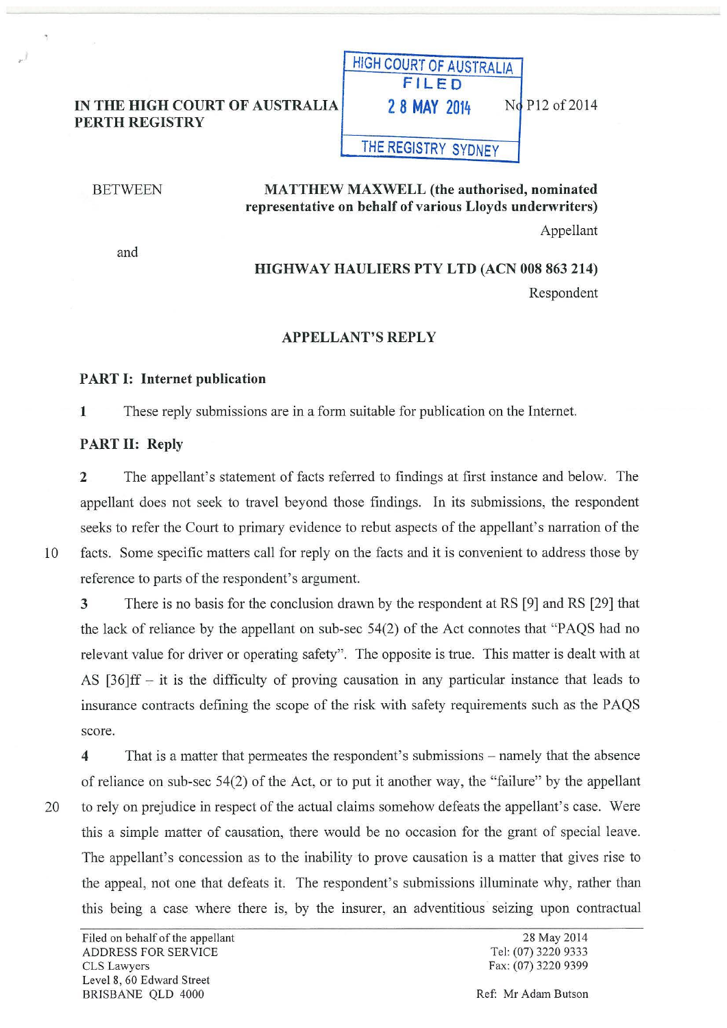IN THE HIGH COURT OF AUSTRALIA
PERTH REGISTRY

HIGH COURT OF AUSTRALIA
FILED
28 MAY 2014
THE REGISTRY SYDNEY

No P12 of 2014

BETWEEN

**MATTHEW MAXWELL (the authorised, nominated representative on behalf of various Lloyds underwriters)**

Appellant

and

**HIGHWAY HAULIERS PTY LTD (ACN 008 863 214)**

Respondent

## APPELLANT'S REPLY

### PART I: Internet publication

**1** These reply submissions are in a form suitable for publication on the Internet.

### PART II: Reply

**2** The appellant's statement of facts referred to findings at first instance and below. The appellant does not seek to travel beyond those findings. In its submissions, the respondent seeks to refer the Court to primary evidence to rebut aspects of the appellant's narration of the facts. Some specific matters call for reply on the facts and it is convenient to address those by reference to parts of the respondent's argument.

**3** There is no basis for the conclusion drawn by the respondent at RS [9] and RS [29] that the lack of reliance by the appellant on sub-sec 54(2) of the Act connotes that "PAQS had no relevant value for driver or operating safety". The opposite is true. This matter is dealt with at AS [36]ff – it is the difficulty of proving causation in any particular instance that leads to insurance contracts defining the scope of the risk with safety requirements such as the PAQS score.

**4** That is a matter that permeates the respondent's submissions – namely that the absence of reliance on sub-sec 54(2) of the Act, or to put it another way, the "failure" by the appellant to rely on prejudice in respect of the actual claims somehow defeats the appellant's case. Were this a simple matter of causation, there would be no occasion for the grant of special leave. The appellant's concession as to the inability to prove causation is a matter that gives rise to the appeal, not one that defeats it. The respondent's submissions illuminate why, rather than this being a case where there is, by the insurer, an adventitious seizing upon contractual

Filed on behalf of the appellant
ADDRESS FOR SERVICE
CLS Lawyers
Level 8, 60 Edward Street
BRISBANE QLD 4000

28 May 2014
Tel: (07) 3220 9333
Fax: (07) 3220 9399

Ref: Mr Adam Butson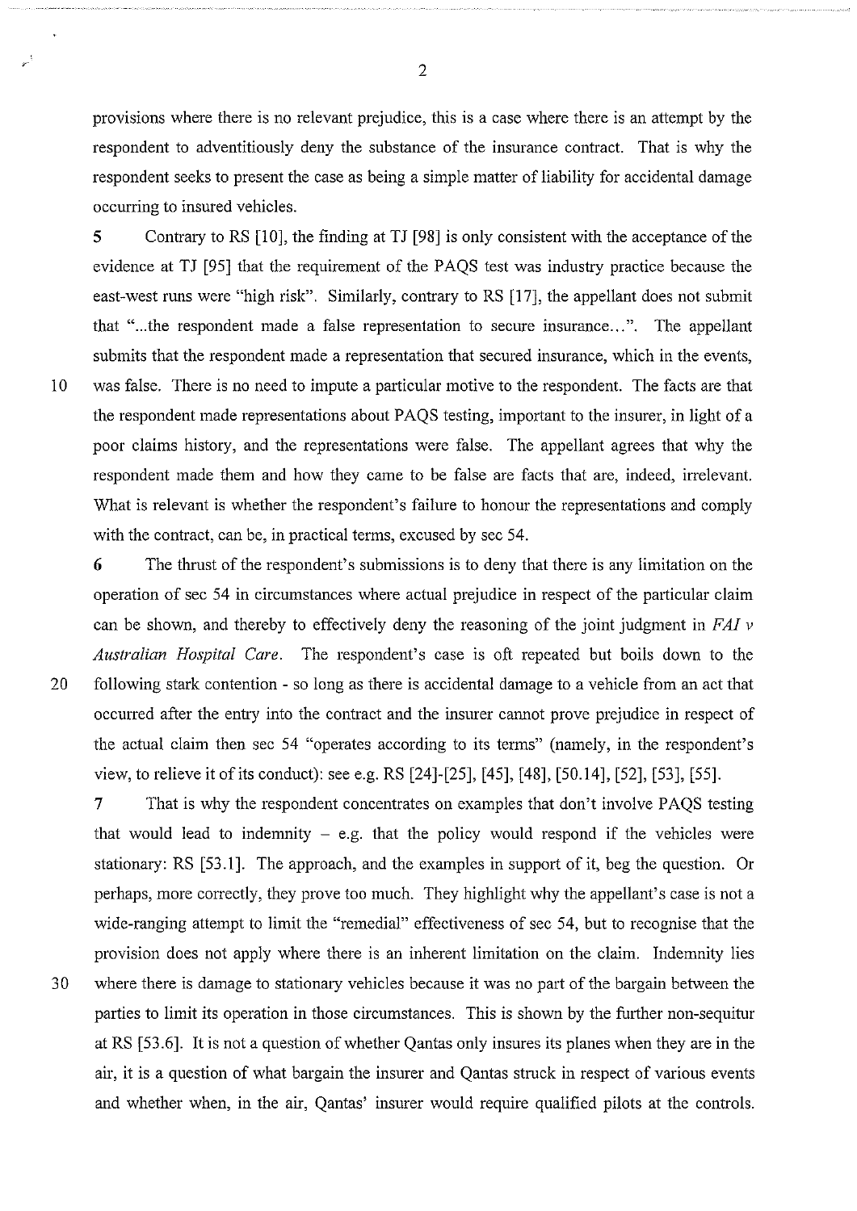provisions where there is no relevant prejudice, this is a case where there is an attempt by the respondent to adventitiously deny the substance of the insurance contract. That is why the respondent seeks to present the case as being a simple matter of liability for accidental damage occurring to insured vehicles.

**5** Contrary to RS [10], the finding at TJ [98] is only consistent with the acceptance of the evidence at TJ [95] that the requirement of the PAQS test was industry practice because the east-west runs were "high risk". Similarly, contrary to RS [17], the appellant does not submit that "...the respondent made a false representation to secure insurance...". The appellant submits that the respondent made a representation that secured insurance, which in the events, was false. There is no need to impute a particular motive to the respondent. The facts are that the respondent made representations about PAQS testing, important to the insurer, in light of a poor claims history, and the representations were false. The appellant agrees that why the respondent made them and how they came to be false are facts that are, indeed, irrelevant. What is relevant is whether the respondent's failure to honour the representations and comply with the contract, can be, in practical terms, excused by sec 54.

**6** The thrust of the respondent's submissions is to deny that there is any limitation on the operation of sec 54 in circumstances where actual prejudice in respect of the particular claim can be shown, and thereby to effectively deny the reasoning of the joint judgment in *FAI v Australian Hospital Care*. The respondent's case is oft repeated but boils down to the following stark contention - so long as there is accidental damage to a vehicle from an act that occurred after the entry into the contract and the insurer cannot prove prejudice in respect of the actual claim then sec 54 "operates according to its terms" (namely, in the respondent's view, to relieve it of its conduct): see e.g. RS [24]-[25], [45], [48], [50.14], [52], [53], [55].

**7** That is why the respondent concentrates on examples that don't involve PAQS testing that would lead to indemnity – e.g. that the policy would respond if the vehicles were stationary: RS [53.1]. The approach, and the examples in support of it, beg the question. Or perhaps, more correctly, they prove too much. They highlight why the appellant's case is not a wide-ranging attempt to limit the "remedial" effectiveness of sec 54, but to recognise that the provision does not apply where there is an inherent limitation on the claim. Indemnity lies where there is damage to stationary vehicles because it was no part of the bargain between the parties to limit its operation in those circumstances. This is shown by the further non-sequitur at RS [53.6]. It is not a question of whether Qantas only insures its planes when they are in the air, it is a question of what bargain the insurer and Qantas struck in respect of various events and whether when, in the air, Qantas' insurer would require qualified pilots at the controls.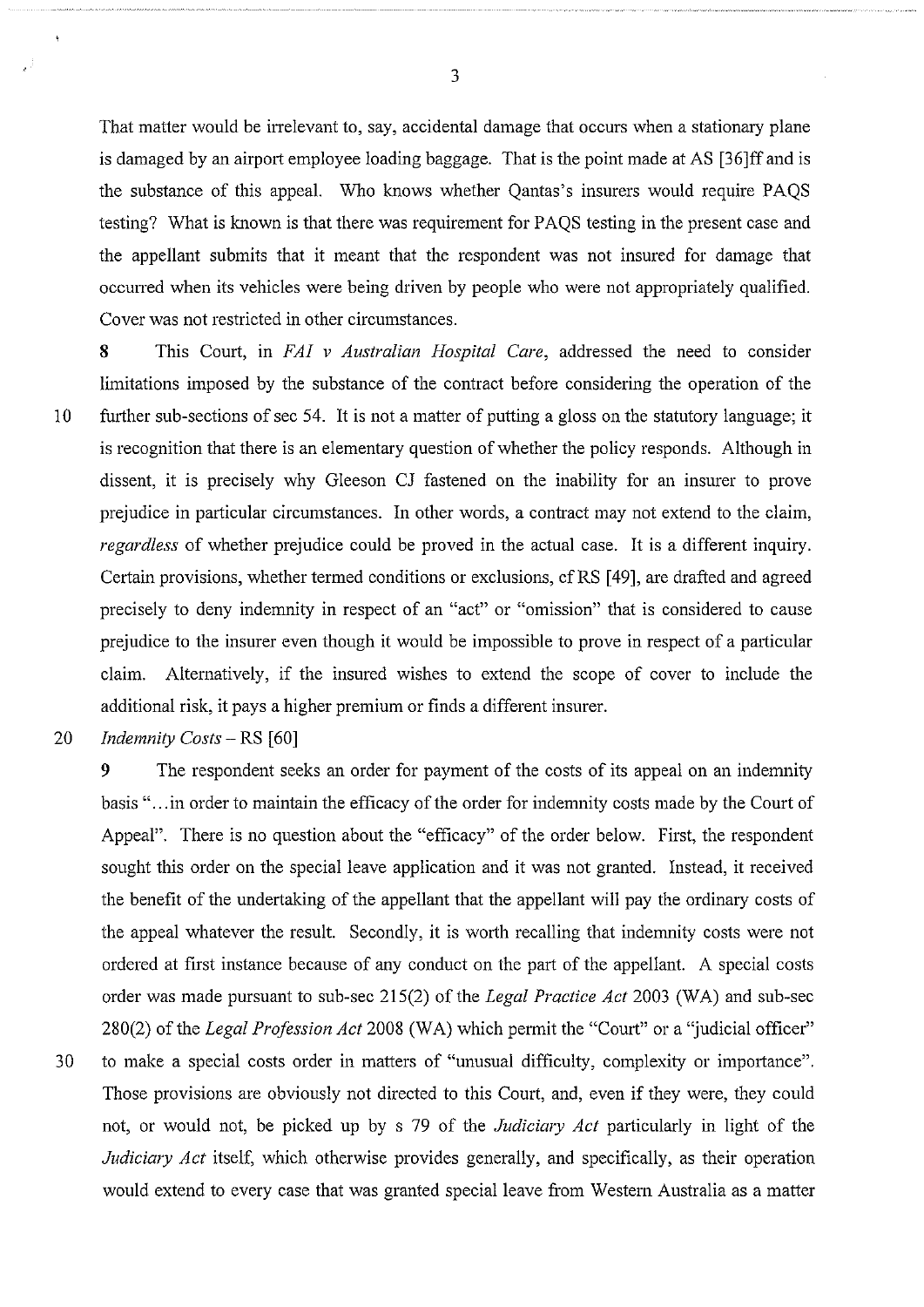That matter would be irrelevant to, say, accidental damage that occurs when a stationary plane is damaged by an airport employee loading baggage. That is the point made at AS [36]ff and is the substance of this appeal. Who knows whether Qantas's insurers would require PAQS testing? What is known is that there was requirement for PAQS testing in the present case and the appellant submits that it meant that the respondent was not insured for damage that occurred when its vehicles were being driven by people who were not appropriately qualified. Cover was not restricted in other circumstances.

**8** This Court, in *FAI v Australian Hospital Care*, addressed the need to consider limitations imposed by the substance of the contract before considering the operation of the further sub-sections of sec 54. It is not a matter of putting a gloss on the statutory language; it is recognition that there is an elementary question of whether the policy responds. Although in dissent, it is precisely why Gleeson CJ fastened on the inability for an insurer to prove prejudice in particular circumstances. In other words, a contract may not extend to the claim, *regardless* of whether prejudice could be proved in the actual case. It is a different inquiry. Certain provisions, whether termed conditions or exclusions, cf RS [49], are drafted and agreed precisely to deny indemnity in respect of an "act" or "omission" that is considered to cause prejudice to the insurer even though it would be impossible to prove in respect of a particular claim. Alternatively, if the insured wishes to extend the scope of cover to include the additional risk, it pays a higher premium or finds a different insurer.

*Indemnity Costs* – RS [60]

**9** The respondent seeks an order for payment of the costs of its appeal on an indemnity basis "...in order to maintain the efficacy of the order for indemnity costs made by the Court of Appeal". There is no question about the "efficacy" of the order below. First, the respondent sought this order on the special leave application and it was not granted. Instead, it received the benefit of the undertaking of the appellant that the appellant will pay the ordinary costs of the appeal whatever the result. Secondly, it is worth recalling that indemnity costs were not ordered at first instance because of any conduct on the part of the appellant. A special costs order was made pursuant to sub-sec 215(2) of the *Legal Practice Act* 2003 (WA) and sub-sec 280(2) of the *Legal Profession Act* 2008 (WA) which permit the "Court" or a "judicial officer" to make a special costs order in matters of "unusual difficulty, complexity or importance". Those provisions are obviously not directed to this Court, and, even if they were, they could not, or would not, be picked up by s 79 of the *Judiciary Act* particularly in light of the *Judiciary Act* itself, which otherwise provides generally, and specifically, as their operation would extend to every case that was granted special leave from Western Australia as a matter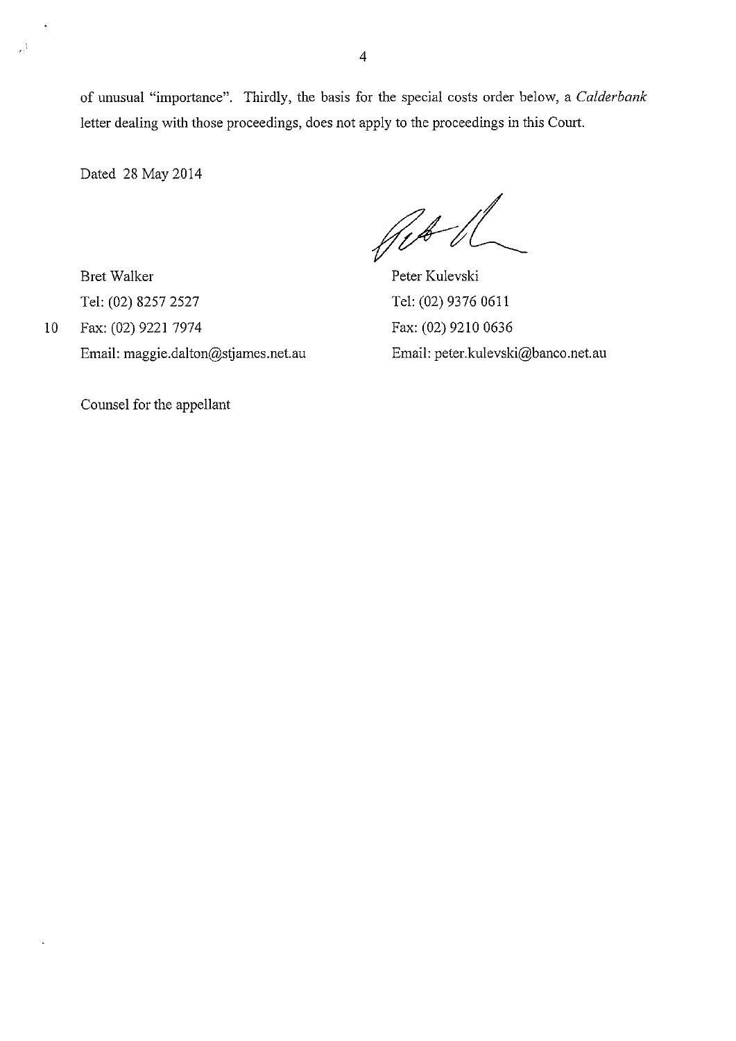of unusual "importance". Thirdly, the basis for the special costs order below, a *Calderbank* letter dealing with those proceedings, does not apply to the proceedings in this Court.

Dated 28 May 2014

Bret Walker
Tel: (02) 8257 2527
Fax: (02) 9221 7974
Email: maggie.dalton@stjames.net.au

Peter Kulevski
Tel: (02) 9376 0611
Fax: (02) 9210 0636
Email: peter.kulevski@banco.net.au

Counsel for the appellant